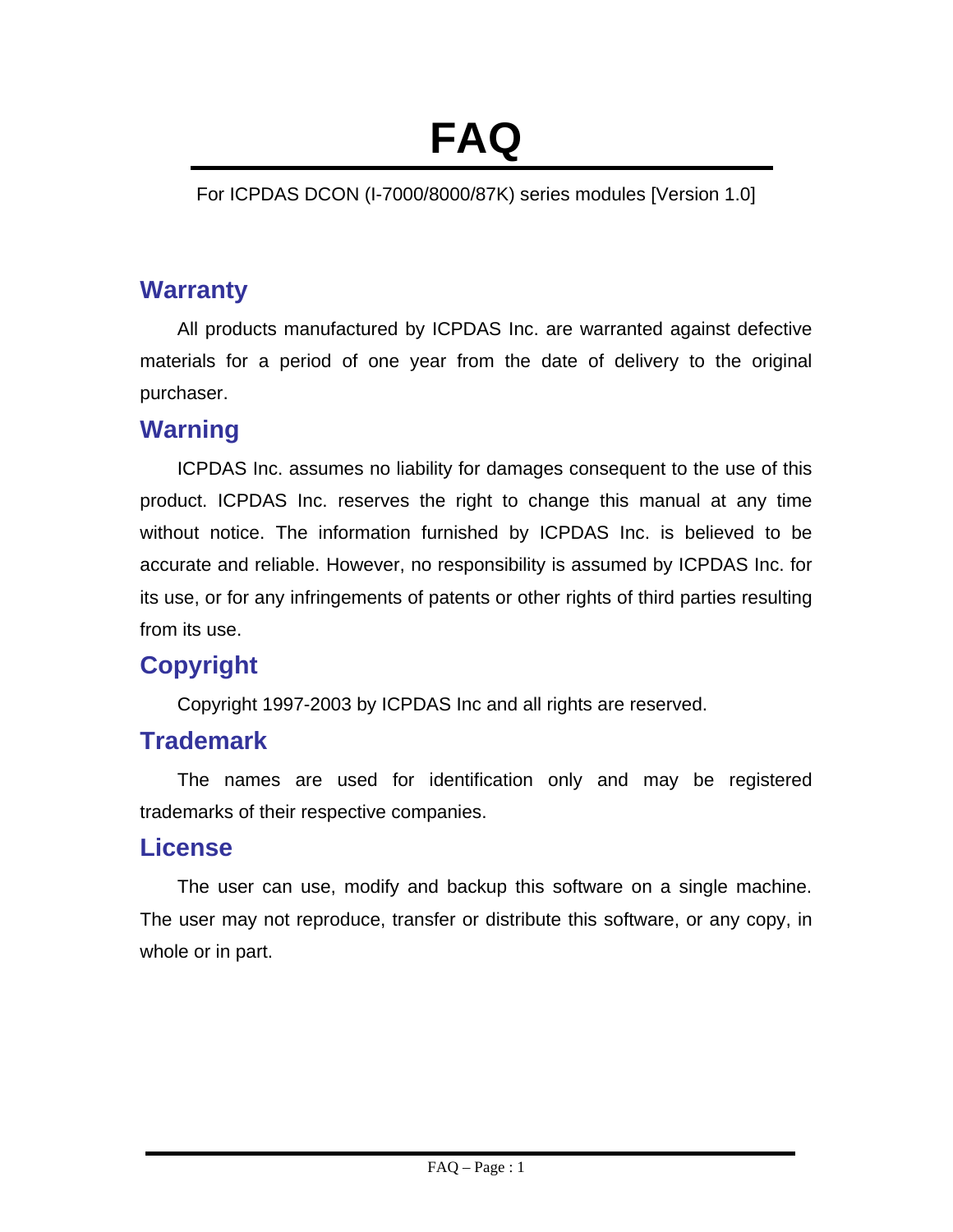# FAQ

For ICPDAS DCON (I-7000/8000/87K) series modules [Version 1.0]

## Warranty

All products manufactured by ICPDAS Inc. are warranted against defective materials for a period of one year from the date of delivery to the original purchaser.

## Warning

ICPDAS Inc. assumes no liability for damages consequent to the use of this product. ICPDAS Inc. reserves the right to change this manual at any time without notice. The information furnished by ICPDAS Inc. is believed to be accurate and reliable. However, no responsibility is assumed by ICPDAS Inc. for its use, or for any infringements of patents or other rights of third parties resulting from its use.

## Copyright

Copyright 1997-2003 by ICPDAS Inc and all rights are reserved.

## Trademark

The names are used for identification only and may be registered trademarks of their respective companies.

## License

The user can use, modify and backup this software on a single machine. The user may not reproduce, transfer or distribute this software, or any copy, in whole or in part.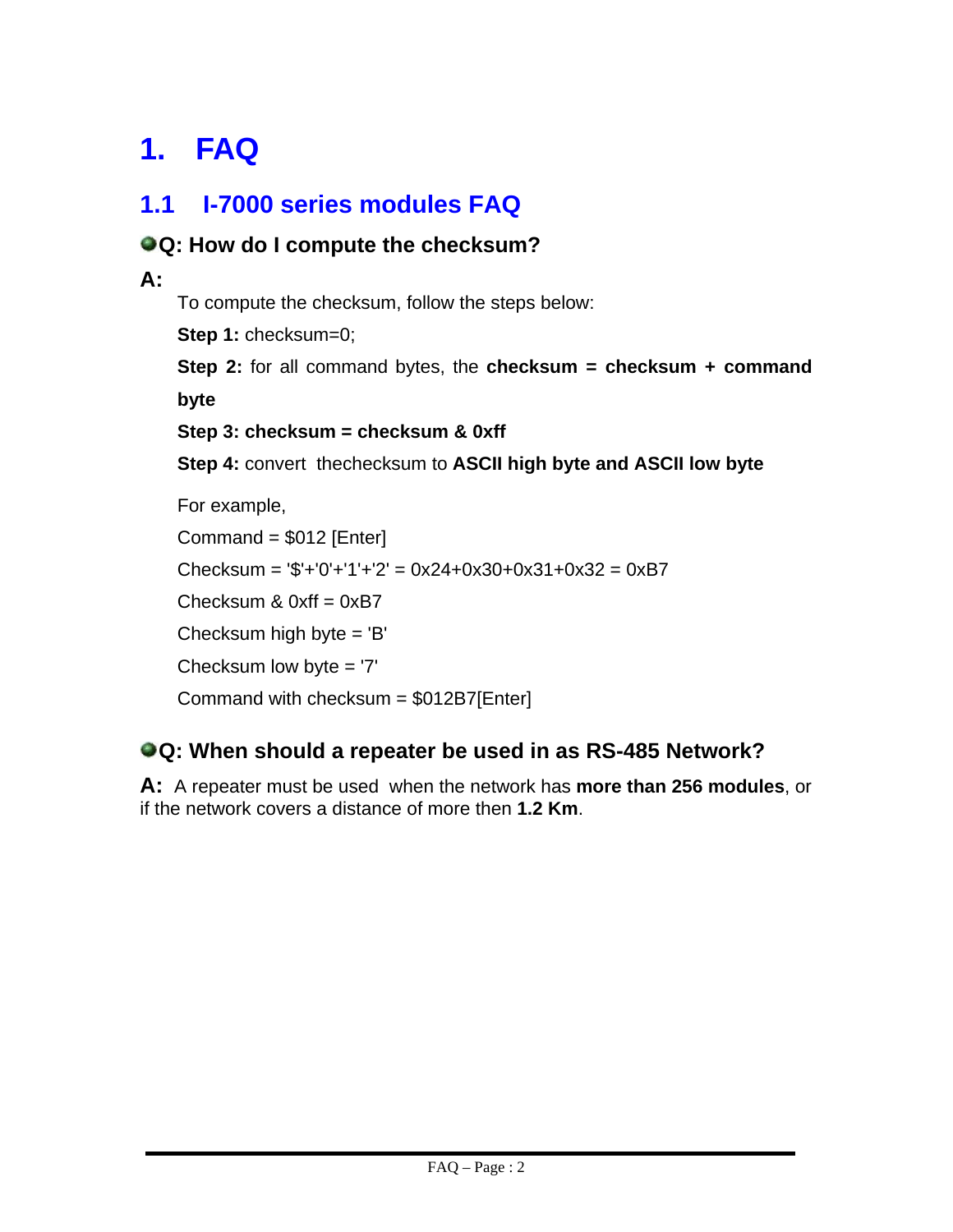# 1. FAQ

## 1.1 I-7000 series modules FAQ

### Q: How do I compute the checksum?

**A:**

To compute the checksum, follow the steps below:

**Step 1:** checksum=0;

**Step 2:** for all command bytes, the **checksum = checksum + command byte**

**Step 3: checksum = checksum & 0xff**

**Step 4:** convert thechecksum to **ASCII high byte and ASCII low byte**

For example,

Command = $012 [Enter]

Checksum = '$'+'0'+'1'+'2' = 0x24+0x30+0x31+0x32 = 0xB7

Checksum & 0xff = 0xB7

Checksum high byte = 'B'

Checksum low byte = '7'

Command with checksum = $012B7[Enter]

### Q: When should a repeater be used in as RS-485 Network?

**A:** A repeater must be used when the network has **more than 256 modules**, or if the network covers a distance of more then **1.2 Km**.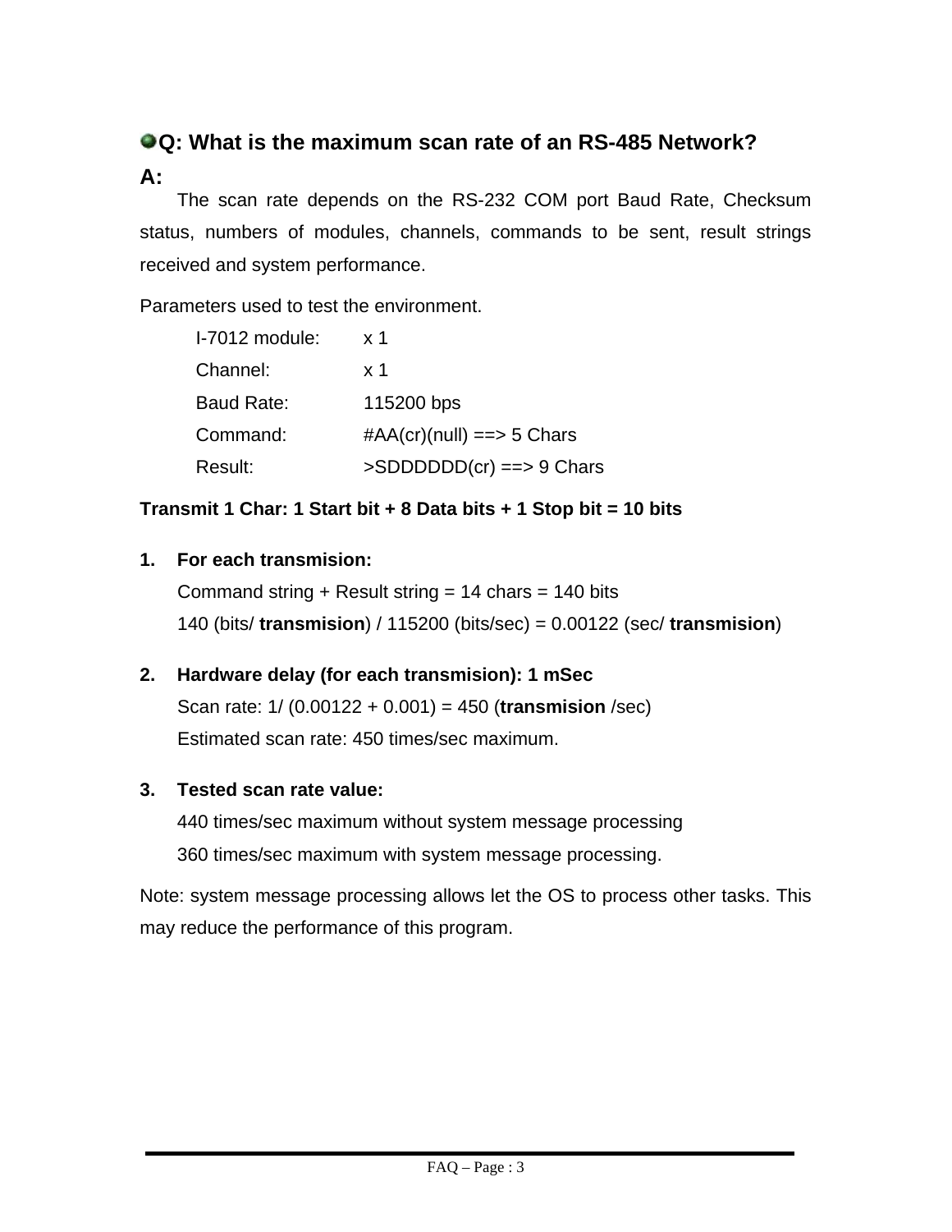### Q: What is the maximum scan rate of an RS-485 Network?

**A:**

The scan rate depends on the RS-232 COM port Baud Rate, Checksum status, numbers of modules, channels, commands to be sent, result strings received and system performance.

Parameters used to test the environment.

| | |
|---|---|
| I-7012 module: | x 1 |
| Channel: | x 1 |
| Baud Rate: | 115200 bps |
| Command: | #AA(cr)(null) ==> 5 Chars |
| Result: | >SDDDDDD(cr) ==> 9 Chars |

**Transmit 1 Char: 1 Start bit + 8 Data bits + 1 Stop bit = 10 bits**

1. **For each transmision:**
   Command string + Result string = 14 chars = 140 bits
   140 (bits/ **transmision**) / 115200 (bits/sec) = 0.00122 (sec/ **transmision**)

2. **Hardware delay (for each transmision): 1 mSec**
   Scan rate: 1/ (0.00122 + 0.001) = 450 (**transmision** /sec)
   Estimated scan rate: 450 times/sec maximum.

3. **Tested scan rate value:**
   440 times/sec maximum without system message processing
   360 times/sec maximum with system message processing.

Note: system message processing allows let the OS to process other tasks. This may reduce the performance of this program.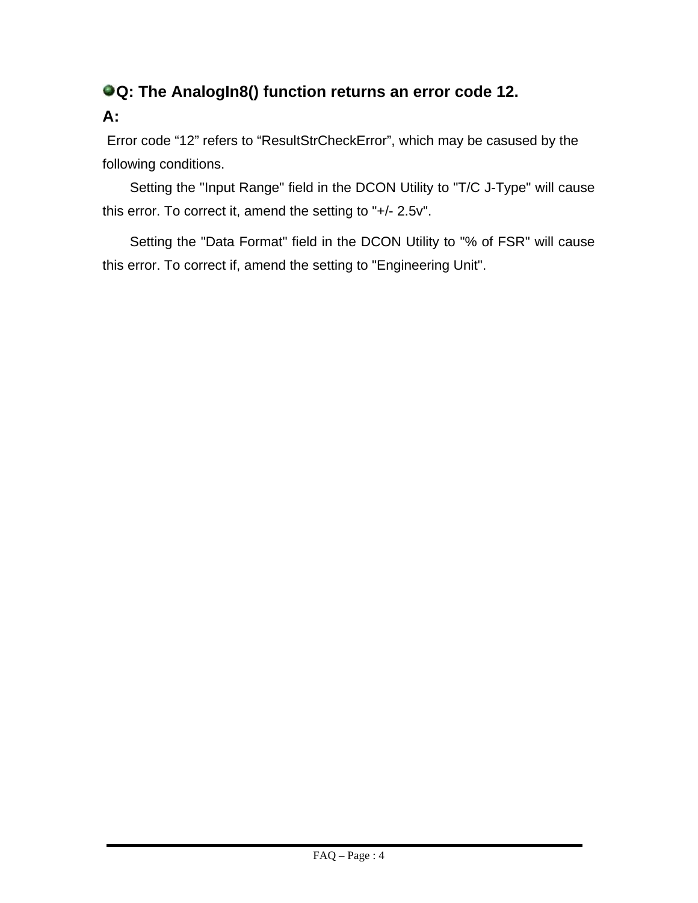**Q: The AnalogIn8() function returns an error code 12.**

**A:**

Error code “12” refers to “ResultStrCheckError”, which may be casused by the following conditions.

Setting the "Input Range" field in the DCON Utility to "T/C J-Type" will cause this error. To correct it, amend the setting to "+/- 2.5v".

Setting the "Data Format" field in the DCON Utility to "% of FSR" will cause this error. To correct if, amend the setting to "Engineering Unit".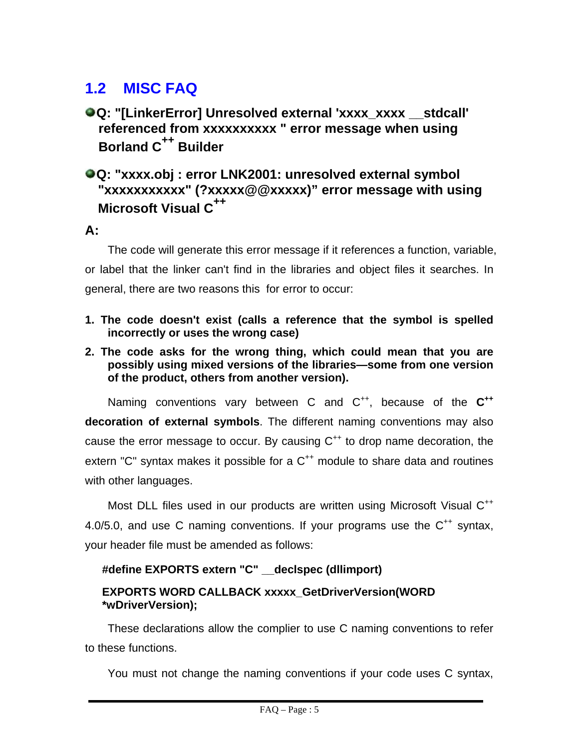## 1.2 MISC FAQ

**Q: "[LinkerError] Unresolved external 'xxxx_xxxx __stdcall' referenced from xxxxxxxxxx " error message when using Borland C++ Builder**

**Q: "xxxx.obj : error LNK2001: unresolved external symbol "xxxxxxxxxxx" (?xxxxx@@xxxxx)" error message with using Microsoft Visual C++**

**A:**

The code will generate this error message if it references a function, variable, or label that the linker can't find in the libraries and object files it searches. In general, there are two reasons this for error to occur:

1. **The code doesn't exist (calls a reference that the symbol is spelled incorrectly or uses the wrong case)**
2. **The code asks for the wrong thing, which could mean that you are possibly using mixed versions of the libraries—some from one version of the product, others from another version).**

Naming conventions vary between C and C++, because of the **C++ decoration of external symbols**. The different naming conventions may also cause the error message to occur. By causing C++ to drop name decoration, the extern "C" syntax makes it possible for a C++ module to share data and routines with other languages.

Most DLL files used in our products are written using Microsoft Visual C++ 4.0/5.0, and use C naming conventions. If your programs use the C++ syntax, your header file must be amended as follows:

```
#define EXPORTS extern "C" __declspec (dllimport)

EXPORTS WORD CALLBACK xxxxx_GetDriverVersion(WORD *wDriverVersion);
```

These declarations allow the complier to use C naming conventions to refer to these functions.

You must not change the naming conventions if your code uses C syntax,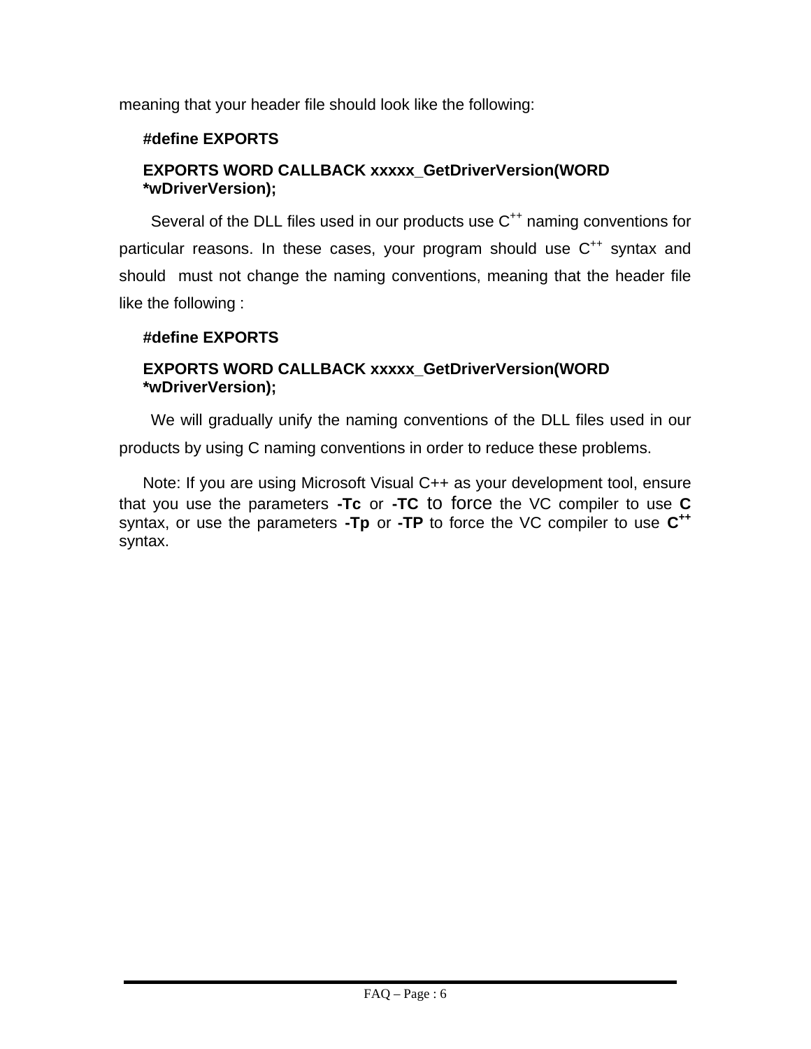meaning that your header file should look like the following:

**#define EXPORTS**

**EXPORTS WORD CALLBACK xxxxx_GetDriverVersion(WORD *wDriverVersion);**

Several of the DLL files used in our products use $C^{++}$ naming conventions for particular reasons. In these cases, your program should use $C^{++}$ syntax and should must not change the naming conventions, meaning that the header file like the following :

**#define EXPORTS**

**EXPORTS WORD CALLBACK xxxxx_GetDriverVersion(WORD *wDriverVersion);**

We will gradually unify the naming conventions of the DLL files used in our products by using C naming conventions in order to reduce these problems.

Note: If you are using Microsoft Visual C++ as your development tool, ensure that you use the parameters **-Tc** or **-TC** to force the VC compiler to use **C** syntax, or use the parameters **-Tp** or **-TP** to force the VC compiler to use **$C^{++}$** syntax.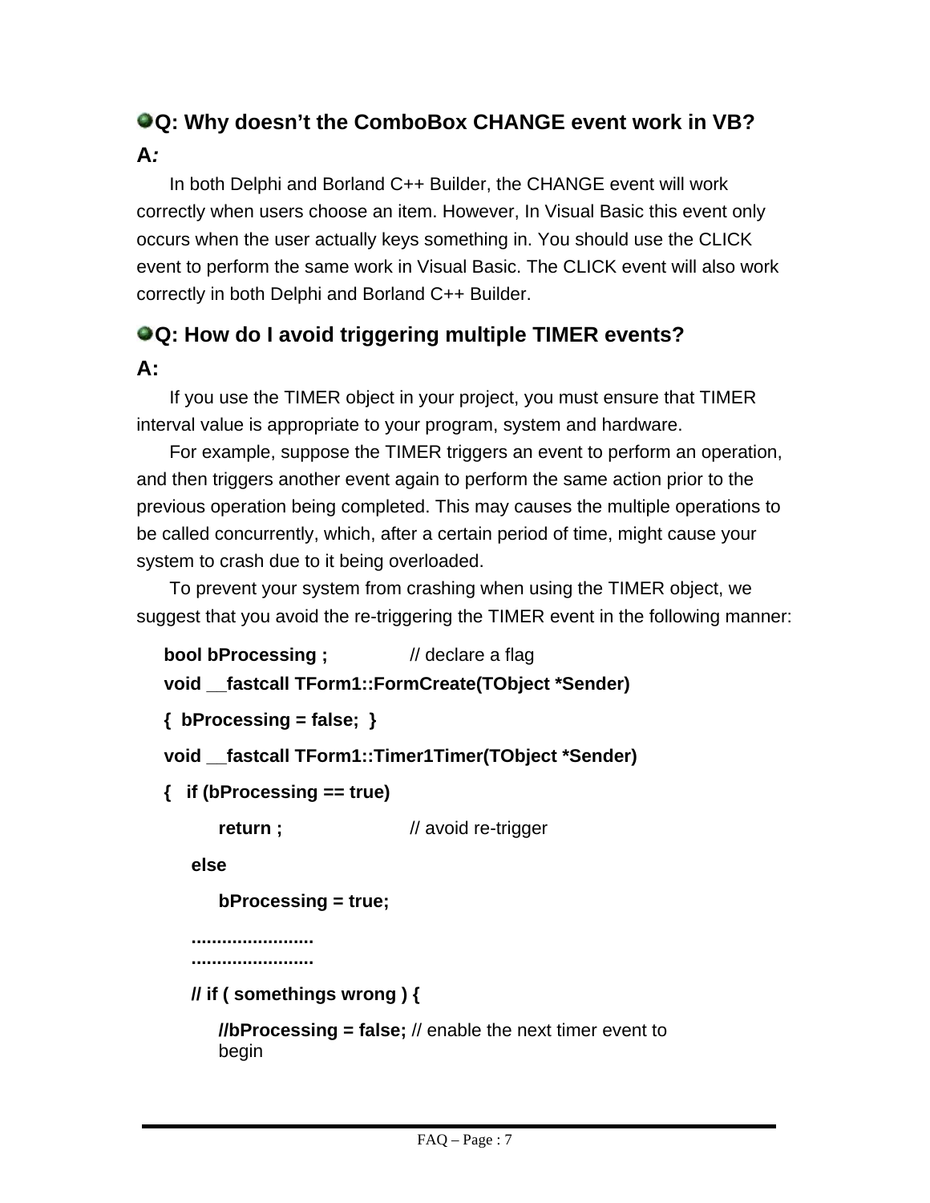### Q: Why doesn’t the ComboBox CHANGE event work in VB?

**A*:***

In both Delphi and Borland C++ Builder, the CHANGE event will work correctly when users choose an item. However, In Visual Basic this event only occurs when the user actually keys something in. You should use the CLICK event to perform the same work in Visual Basic. The CLICK event will also work correctly in both Delphi and Borland C++ Builder.

### Q: How do I avoid triggering multiple TIMER events?

**A:**

If you use the TIMER object in your project, you must ensure that TIMER interval value is appropriate to your program, system and hardware.

For example, suppose the TIMER triggers an event to perform an operation, and then triggers another event again to perform the same action prior to the previous operation being completed. This may causes the multiple operations to be called concurrently, which, after a certain period of time, might cause your system to crash due to it being overloaded.

To prevent your system from crashing when using the TIMER object, we suggest that you avoid the re-triggering the TIMER event in the following manner:

```
bool bProcessing ;              // declare a flag
void __fastcall TForm1::FormCreate(TObject *Sender)
{  bProcessing = false;  }
void __fastcall TForm1::Timer1Timer(TObject *Sender)
{   if (bProcessing == true)
        return ;                // avoid re-trigger
    else
        bProcessing = true;
    ........................
    ........................
    // if ( somethings wrong ) {
        //bProcessing = false; // enable the next timer event to
        begin
```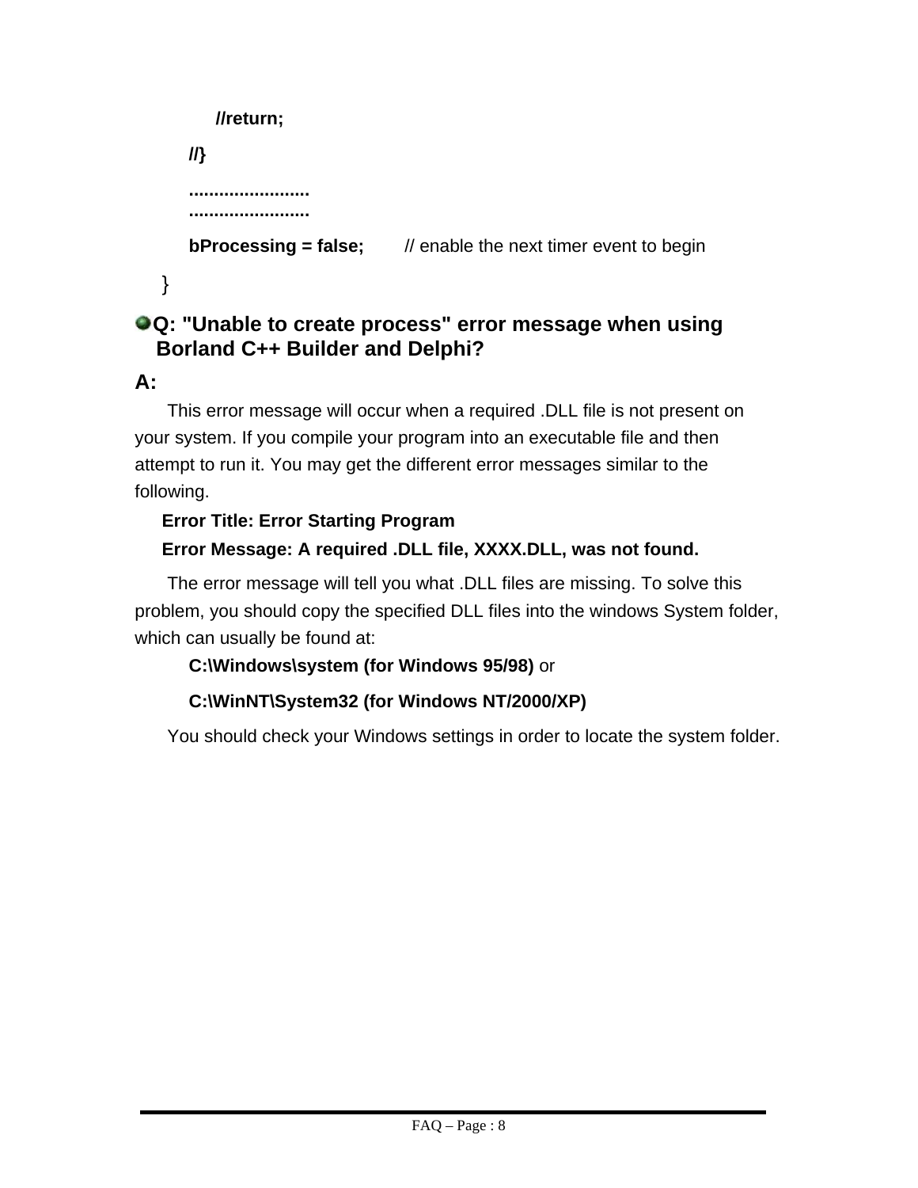```
        //return;
    //}
    ........................
    ........................
    bProcessing = false;        // enable the next timer event to begin
}
```

### Q: "Unable to create process" error message when using Borland C++ Builder and Delphi?

**A:**

This error message will occur when a required .DLL file is not present on your system. If you compile your program into an executable file and then attempt to run it. You may get the different error messages similar to the following.

**Error Title: Error Starting Program**

**Error Message: A required .DLL file, XXXX.DLL, was not found.**

The error message will tell you what .DLL files are missing. To solve this problem, you should copy the specified DLL files into the windows System folder, which can usually be found at:

**C:\Windows\system (for Windows 95/98)** or

**C:\WinNT\System32 (for Windows NT/2000/XP)**

You should check your Windows settings in order to locate the system folder.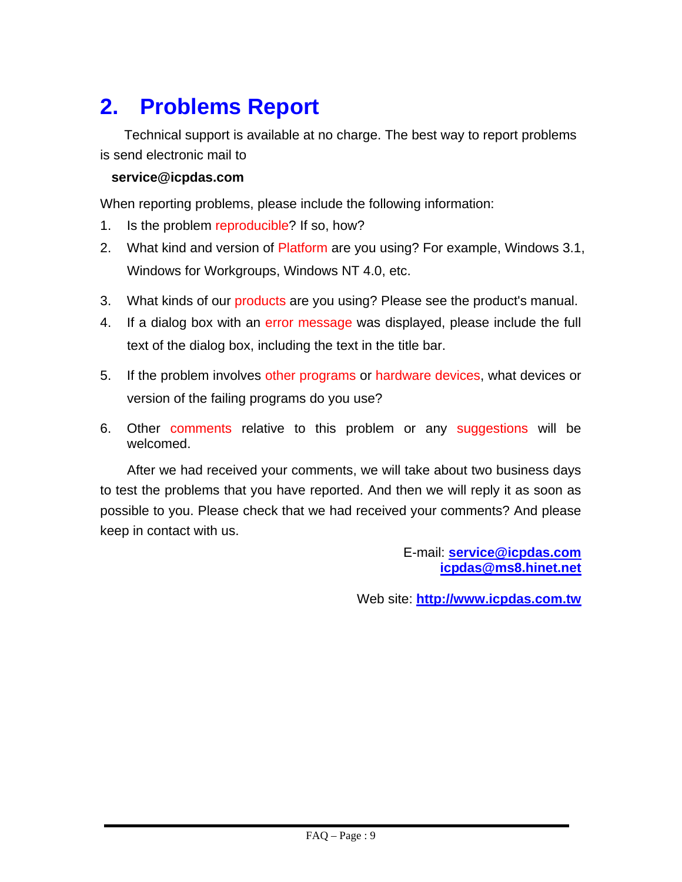# 2. Problems Report

Technical support is available at no charge. The best way to report problems is send electronic mail to

**service@icpdas.com**

When reporting problems, please include the following information:

1. Is the problem reproducible? If so, how?
2. What kind and version of Platform are you using? For example, Windows 3.1, Windows for Workgroups, Windows NT 4.0, etc.
3. What kinds of our products are you using? Please see the product's manual.
4. If a dialog box with an error message was displayed, please include the full text of the dialog box, including the text in the title bar.
5. If the problem involves other programs or hardware devices, what devices or version of the failing programs do you use?
6. Other comments relative to this problem or any suggestions will be welcomed.

After we had received your comments, we will take about two business days to test the problems that you have reported. And then we will reply it as soon as possible to you. Please check that we had received your comments? And please keep in contact with us.

E-mail: **service@icpdas.com**
**icpdas@ms8.hinet.net**

Web site: **http://www.icpdas.com.tw**